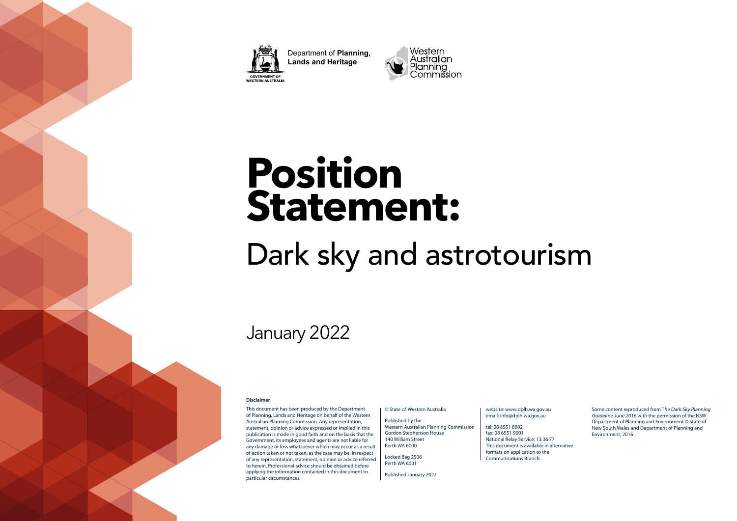Department of **Planning, Lands and Heritage**

GOVERNMENT OF WESTERN AUSTRALIA

Western Australian Planning Commission

# Position Statement:

## Dark sky and astrotourism

January 2022

**Disclaimer**

This document has been produced by the Department of Planning, Lands and Heritage on behalf of the Western Australian Planning Commission. Any representation, statement, opinion or advice expressed or implied in this publication is made in good faith and on the basis that the Government, its employees and agents are not liable for any damage or loss whatsoever which may occur as a result of action taken or not taken, as the case may be, in respect of any representation, statement, opinion or advice referred to herein. Professional advice should be obtained before applying the information contained in this document to particular circumstances.

© State of Western Australia

Published by the
Western Australian Planning Commission
Gordon Stephenson House
140 William Street
Perth WA 6000

Locked Bag 2506
Perth WA 6001

Published January 2022

website: www.dplh.wa.gov.au
email: info@dplh.wa.gov.au

tel: 08 6551 8002
fax: 08 6551 9001
National Relay Service: 13 36 77
This document is available in alternative formats on application to the Communications Branch.

Some content reproduced from T*he Dark Sky Planning Guideline June 2016* with the permission of the NSW Department of Planning and Environment © State of New South Wales and Department of Planning and Environment, 2016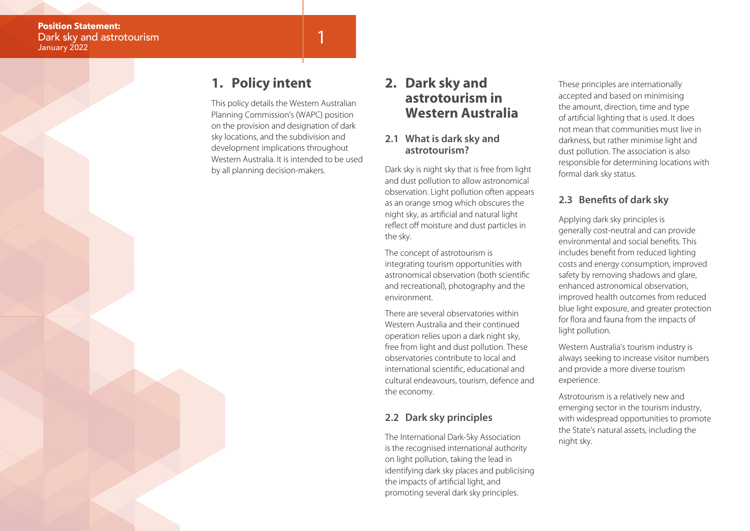## 1. Policy intent

This policy details the Western Australian Planning Commission's (WAPC) position on the provision and designation of dark sky locations, and the subdivision and development implications throughout Western Australia. It is intended to be used by all planning decision-makers.

## 2. Dark sky and astrotourism in Western Australia

### 2.1 What is dark sky and astrotourism?

Dark sky is night sky that is free from light and dust pollution to allow astronomical observation. Light pollution often appears as an orange smog which obscures the night sky, as artificial and natural light reflect off moisture and dust particles in the sky.

The concept of astrotourism is integrating tourism opportunities with astronomical observation (both scientific and recreational), photography and the environment.

There are several observatories within Western Australia and their continued operation relies upon a dark night sky, free from light and dust pollution. These observatories contribute to local and international scientific, educational and cultural endeavours, tourism, defence and the economy.

### 2.2 Dark sky principles

The International Dark-Sky Association is the recognised international authority on light pollution, taking the lead in identifying dark sky places and publicising the impacts of artificial light, and promoting several dark sky principles.

These principles are internationally accepted and based on minimising the amount, direction, time and type of artificial lighting that is used. It does not mean that communities must live in darkness, but rather minimise light and dust pollution. The association is also responsible for determining locations with formal dark sky status.

### 2.3 Benefits of dark sky

Applying dark sky principles is generally cost-neutral and can provide environmental and social benefits. This includes benefit from reduced lighting costs and energy consumption, improved safety by removing shadows and glare, enhanced astronomical observation, improved health outcomes from reduced blue light exposure, and greater protection for flora and fauna from the impacts of light pollution.

Western Australia's tourism industry is always seeking to increase visitor numbers and provide a more diverse tourism experience.

Astrotourism is a relatively new and emerging sector in the tourism industry, with widespread opportunities to promote the State's natural assets, including the night sky.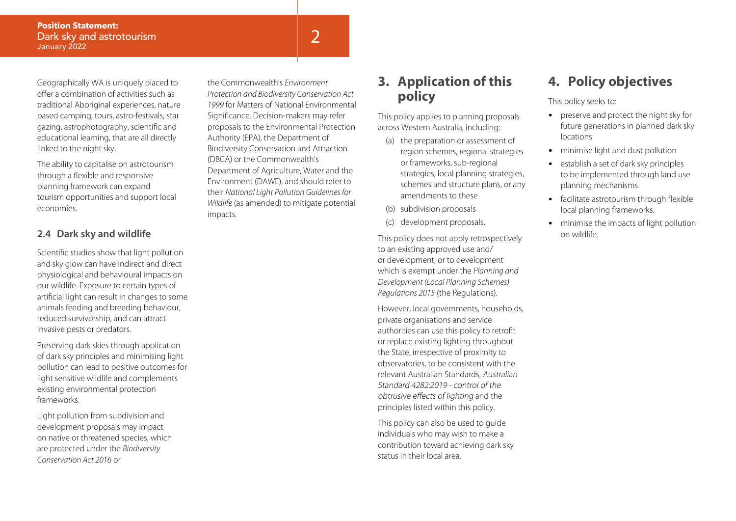Geographically WA is uniquely placed to offer a combination of activities such as traditional Aboriginal experiences, nature based camping, tours, astro-festivals, star gazing, astrophotography, scientific and educational learning, that are all directly linked to the night sky.

The ability to capitalise on astrotourism through a flexible and responsive planning framework can expand tourism opportunities and support local economies.

### 2.4 Dark sky and wildlife

Scientific studies show that light pollution and sky glow can have indirect and direct physiological and behavioural impacts on our wildlife. Exposure to certain types of artificial light can result in changes to some animals feeding and breeding behaviour, reduced survivorship, and can attract invasive pests or predators.

Preserving dark skies through application of dark sky principles and minimising light pollution can lead to positive outcomes for light sensitive wildlife and complements existing environmental protection frameworks.

Light pollution from subdivision and development proposals may impact on native or threatened species, which are protected under the *Biodiversity Conservation Act 2016* or the Commonwealth's *Environment Protection and Biodiversity Conservation Act 1999* for Matters of National Environmental Significance. Decision-makers may refer proposals to the Environmental Protection Authority (EPA), the Department of Biodiversity Conservation and Attraction (DBCA) or the Commonwealth's Department of Agriculture, Water and the Environment (DAWE), and should refer to their *National Light Pollution Guidelines for Wildlife* (as amended) to mitigate potential impacts.

## 3. Application of this policy

This policy applies to planning proposals across Western Australia, including:

(a) the preparation or assessment of region schemes, regional strategies or frameworks, sub-regional strategies, local planning strategies, schemes and structure plans, or any amendments to these

(b) subdivision proposals

(c) development proposals.

This policy does not apply retrospectively to an existing approved use and/or development, or to development which is exempt under the *Planning and Development (Local Planning Schemes) Regulations 2015* (the Regulations).

However, local governments, households, private organisations and service authorities can use this policy to retrofit or replace existing lighting throughout the State, irrespective of proximity to observatories, to be consistent with the relevant Australian Standards, *Australian Standard 4282:2019 - control of the obtrusive effects of lighting* and the principles listed within this policy.

This policy can also be used to guide individuals who may wish to make a contribution toward achieving dark sky status in their local area.

## 4. Policy objectives

This policy seeks to:

- preserve and protect the night sky for future generations in planned dark sky locations
- minimise light and dust pollution
- establish a set of dark sky principles to be implemented through land use planning mechanisms
- facilitate astrotourism through flexible local planning frameworks.
- minimise the impacts of light pollution on wildlife.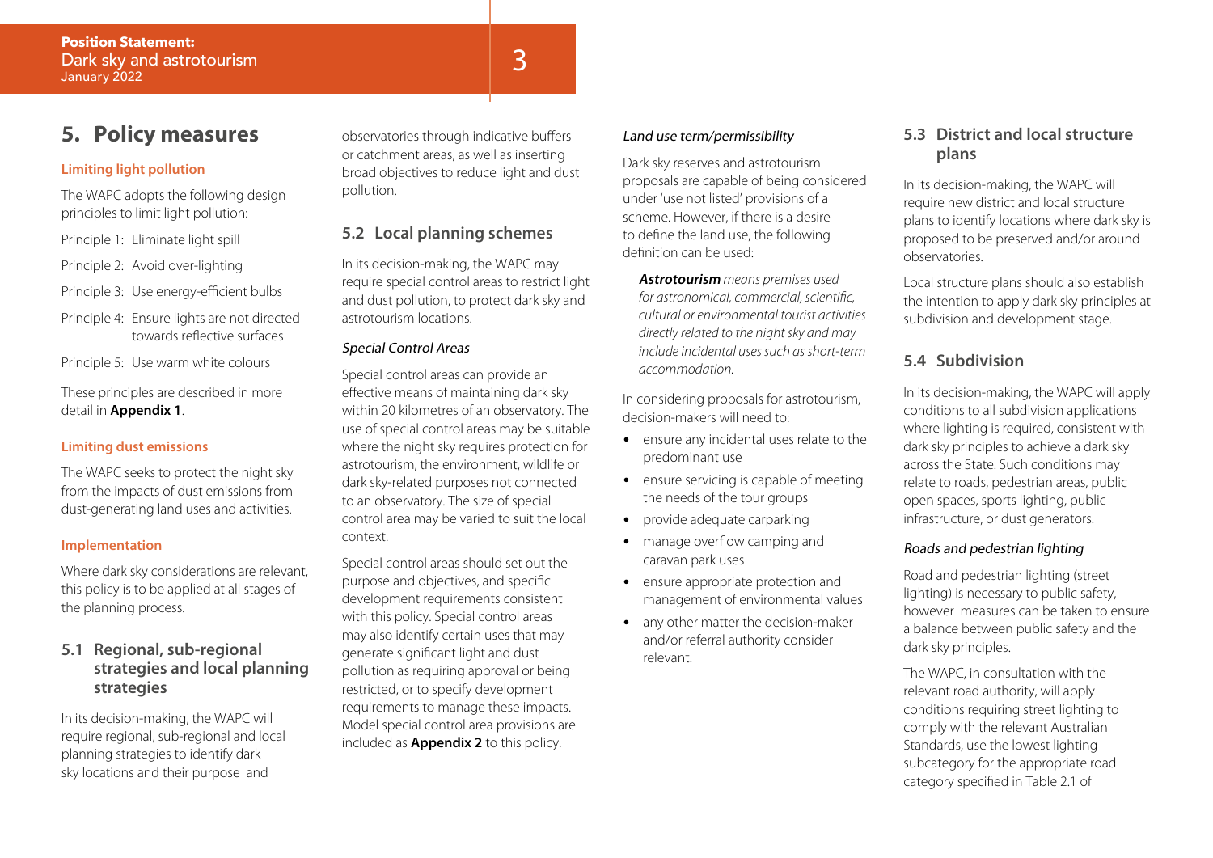## 5. Policy measures

**Limiting light pollution**

The WAPC adopts the following design principles to limit light pollution:

Principle 1: Eliminate light spill

Principle 2: Avoid over-lighting

Principle 3: Use energy-efficient bulbs

Principle 4: Ensure lights are not directed towards reflective surfaces

Principle 5: Use warm white colours

These principles are described in more detail in **Appendix 1**.

**Limiting dust emissions**

The WAPC seeks to protect the night sky from the impacts of dust emissions from dust-generating land uses and activities.

**Implementation**

Where dark sky considerations are relevant, this policy is to be applied at all stages of the planning process.

### 5.1 Regional, sub-regional strategies and local planning strategies

In its decision-making, the WAPC will require regional, sub-regional and local planning strategies to identify dark sky locations and their purpose and observatories through indicative buffers or catchment areas, as well as inserting broad objectives to reduce light and dust pollution.

### 5.2 Local planning schemes

In its decision-making, the WAPC may require special control areas to restrict light and dust pollution, to protect dark sky and astrotourism locations.

*Special Control Areas*

Special control areas can provide an effective means of maintaining dark sky within 20 kilometres of an observatory. The use of special control areas may be suitable where the night sky requires protection for astrotourism, the environment, wildlife or dark sky-related purposes not connected to an observatory. The size of special control area may be varied to suit the local context.

Special control areas should set out the purpose and objectives, and specific development requirements consistent with this policy. Special control areas may also identify certain uses that may generate significant light and dust pollution as requiring approval or being restricted, or to specify development requirements to manage these impacts. Model special control area provisions are included as **Appendix 2** to this policy.

*Land use term/permissibility*

Dark sky reserves and astrotourism proposals are capable of being considered under 'use not listed' provisions of a scheme. However, if there is a desire to define the land use, the following definition can be used:

> ***Astrotourism*** *means premises used for astronomical, commercial, scientific, cultural or environmental tourist activities directly related to the night sky and may include incidental uses such as short-term accommodation.*

In considering proposals for astrotourism, decision-makers will need to:

- ensure any incidental uses relate to the predominant use
- ensure servicing is capable of meeting the needs of the tour groups
- provide adequate carparking
- manage overflow camping and caravan park uses
- ensure appropriate protection and management of environmental values
- any other matter the decision-maker and/or referral authority consider relevant.

### 5.3 District and local structure plans

In its decision-making, the WAPC will require new district and local structure plans to identify locations where dark sky is proposed to be preserved and/or around observatories.

Local structure plans should also establish the intention to apply dark sky principles at subdivision and development stage.

### 5.4 Subdivision

In its decision-making, the WAPC will apply conditions to all subdivision applications where lighting is required, consistent with dark sky principles to achieve a dark sky across the State. Such conditions may relate to roads, pedestrian areas, public open spaces, sports lighting, public infrastructure, or dust generators.

*Roads and pedestrian lighting*

Road and pedestrian lighting (street lighting) is necessary to public safety, however measures can be taken to ensure a balance between public safety and the dark sky principles.

The WAPC, in consultation with the relevant road authority, will apply conditions requiring street lighting to comply with the relevant Australian Standards, use the lowest lighting subcategory for the appropriate road category specified in Table 2.1 of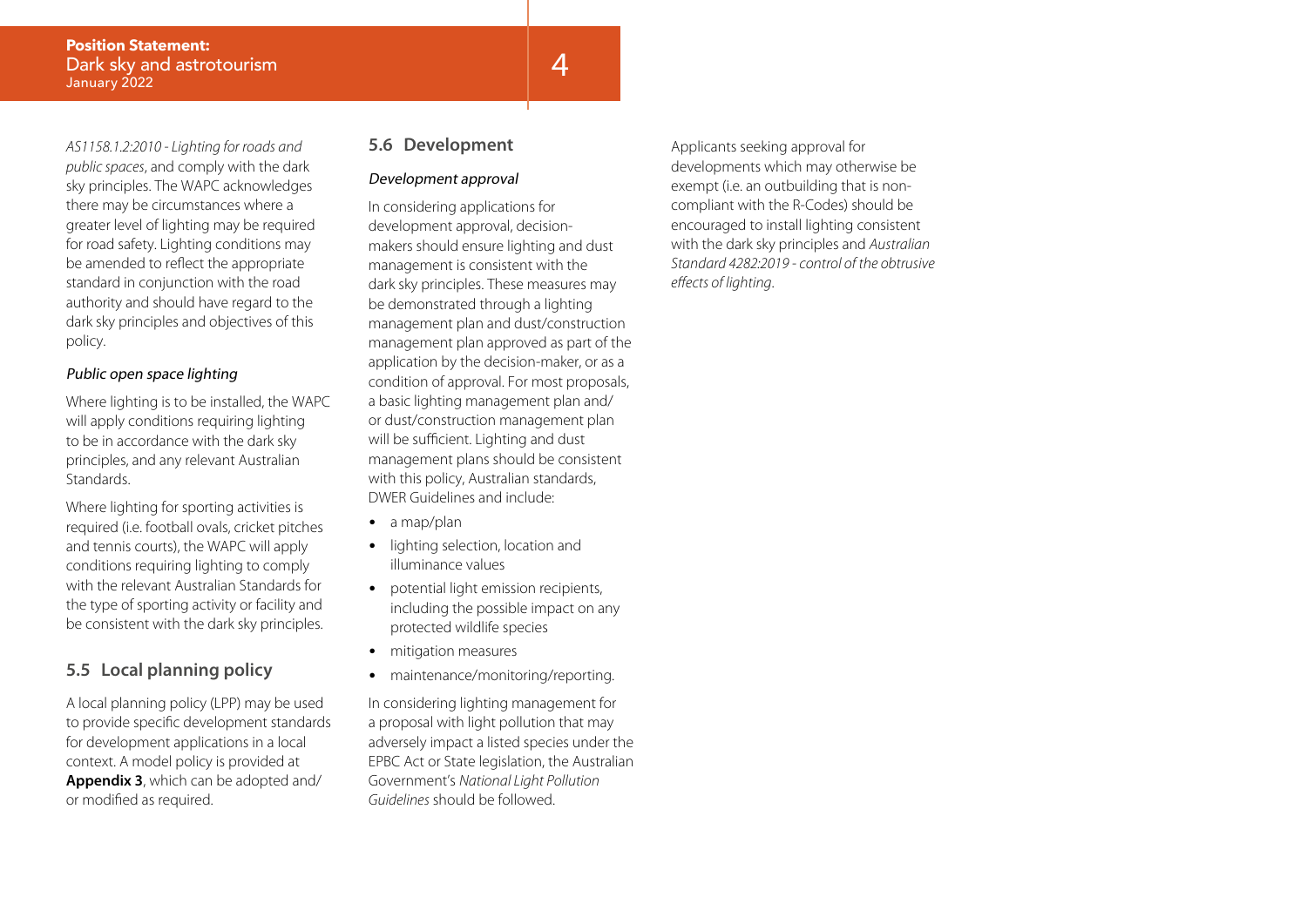*AS1158.1.2:2010 - Lighting for roads and public spaces*, and comply with the dark sky principles. The WAPC acknowledges there may be circumstances where a greater level of lighting may be required for road safety. Lighting conditions may be amended to reflect the appropriate standard in conjunction with the road authority and should have regard to the dark sky principles and objectives of this policy.

*Public open space lighting*

Where lighting is to be installed, the WAPC will apply conditions requiring lighting to be in accordance with the dark sky principles, and any relevant Australian Standards.

Where lighting for sporting activities is required (i.e. football ovals, cricket pitches and tennis courts), the WAPC will apply conditions requiring lighting to comply with the relevant Australian Standards for the type of sporting activity or facility and be consistent with the dark sky principles.

## 5.5 Local planning policy

A local planning policy (LPP) may be used to provide specific development standards for development applications in a local context. A model policy is provided at **Appendix 3**, which can be adopted and/or modified as required.

## 5.6 Development

*Development approval*

In considering applications for development approval, decision-makers should ensure lighting and dust management is consistent with the dark sky principles. These measures may be demonstrated through a lighting management plan and dust/construction management plan approved as part of the application by the decision-maker, or as a condition of approval. For most proposals, a basic lighting management plan and/or dust/construction management plan will be sufficient. Lighting and dust management plans should be consistent with this policy, Australian standards, DWER Guidelines and include:

- a map/plan
- lighting selection, location and illuminance values
- potential light emission recipients, including the possible impact on any protected wildlife species
- mitigation measures
- maintenance/monitoring/reporting.

In considering lighting management for a proposal with light pollution that may adversely impact a listed species under the EPBC Act or State legislation, the Australian Government's *National Light Pollution Guidelines* should be followed.

Applicants seeking approval for developments which may otherwise be exempt (i.e. an outbuilding that is non-compliant with the R-Codes) should be encouraged to install lighting consistent with the dark sky principles and *Australian Standard 4282:2019 - control of the obtrusive effects of lighting*.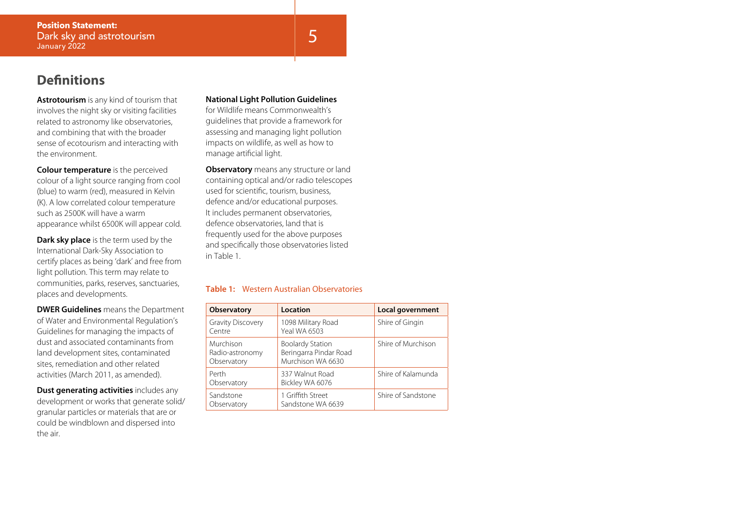## Definitions

**Astrotourism** is any kind of tourism that involves the night sky or visiting facilities related to astronomy like observatories, and combining that with the broader sense of ecotourism and interacting with the environment.

**Colour temperature** is the perceived colour of a light source ranging from cool (blue) to warm (red), measured in Kelvin (K). A low correlated colour temperature such as 2500K will have a warm appearance whilst 6500K will appear cold.

**Dark sky place** is the term used by the International Dark-Sky Association to certify places as being 'dark' and free from light pollution. This term may relate to communities, parks, reserves, sanctuaries, places and developments.

**DWER Guidelines** means the Department of Water and Environmental Regulation's Guidelines for managing the impacts of dust and associated contaminants from land development sites, contaminated sites, remediation and other related activities (March 2011, as amended).

**Dust generating activities** includes any development or works that generate solid/granular particles or materials that are or could be windblown and dispersed into the air.

**National Light Pollution Guidelines** for Wildlife means Commonwealth's guidelines that provide a framework for assessing and managing light pollution impacts on wildlife, as well as how to manage artificial light.

**Observatory** means any structure or land containing optical and/or radio telescopes used for scientific, tourism, business, defence and/or educational purposes. It includes permanent observatories, defence observatories, land that is frequently used for the above purposes and specifically those observatories listed in Table 1.

**Table 1:** Western Australian Observatories

| Observatory | Location | Local government |
|---|---|---|
| Gravity Discovery Centre | 1098 Military Road Yeal WA 6503 | Shire of Gingin |
| Murchison Radio-astronomy Observatory | Boolardy Station Beringarra Pindar Road Murchison WA 6630 | Shire of Murchison |
| Perth Observatory | 337 Walnut Road Bickley WA 6076 | Shire of Kalamunda |
| Sandstone Observatory | 1 Griffith Street Sandstone WA 6639 | Shire of Sandstone |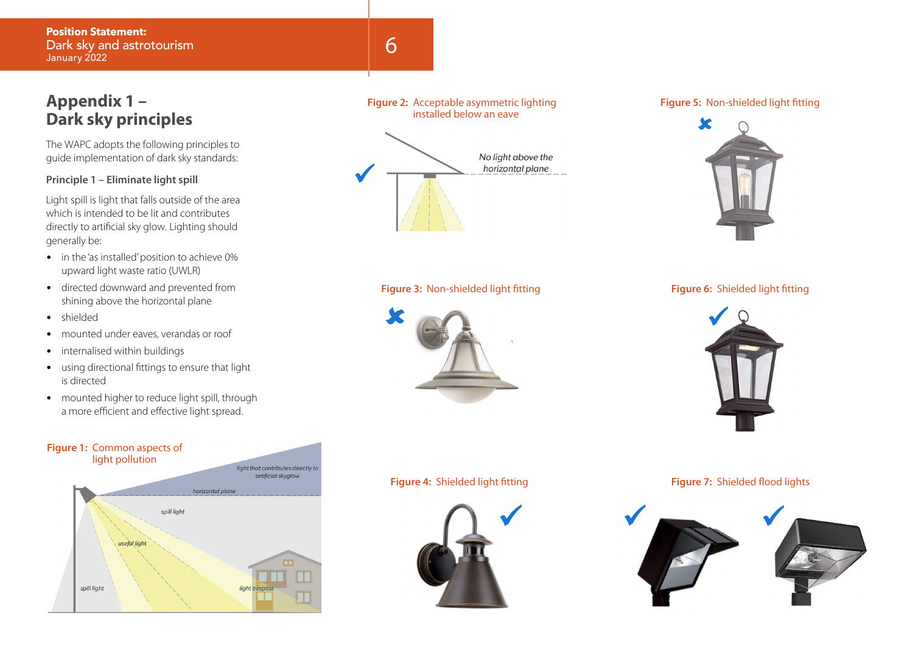## Appendix 1 – Dark sky principles

The WAPC adopts the following principles to guide implementation of dark sky standards:

**Principle 1 – Eliminate light spill**

Light spill is light that falls outside of the area which is intended to be lit and contributes directly to artificial sky glow. Lighting should generally be:

- in the 'as installed' position to achieve 0% upward light waste ratio (UWLR)
- directed downward and prevented from shining above the horizontal plane
- shielded
- mounted under eaves, verandas or roof
- internalised within buildings
- using directional fittings to ensure that light is directed
- mounted higher to reduce light spill, through a more efficient and effective light spread.

**Figure 1:** Common aspects of light pollution

**Figure 2:** Acceptable asymmetric lighting installed below an eave

**Figure 3:** Non-shielded light fitting

**Figure 4:** Shielded light fitting

**Figure 5:** Non-shielded light fitting

**Figure 6:** Shielded light fitting

**Figure 7:** Shielded flood lights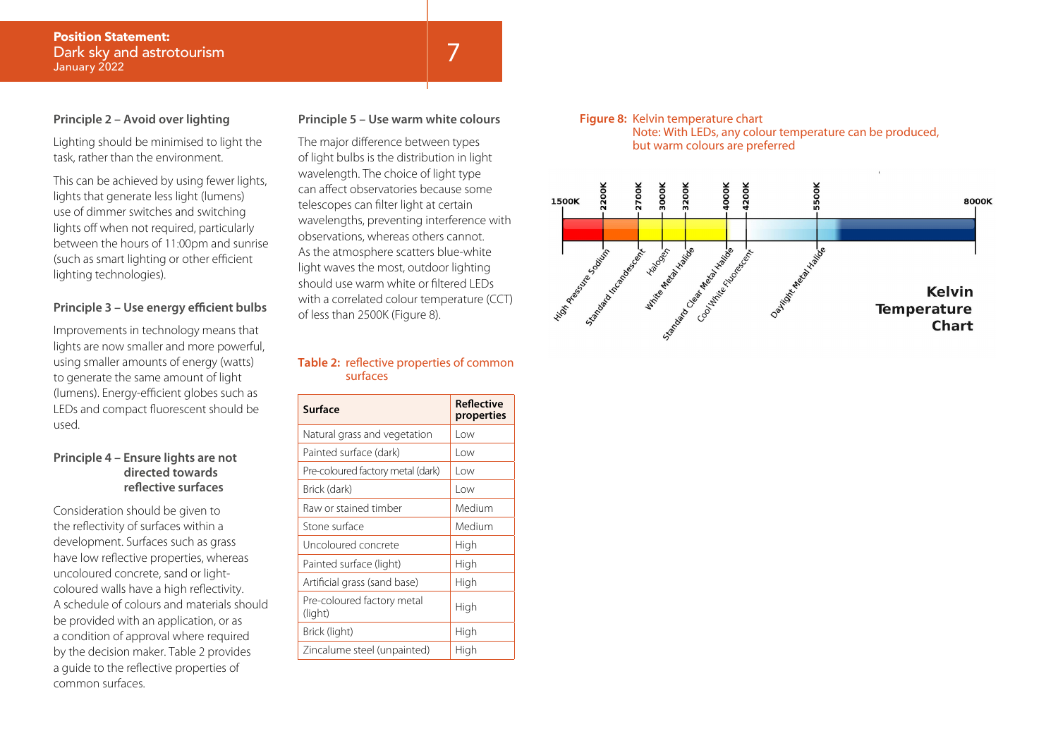## Principle 2 – Avoid over lighting

Lighting should be minimised to light the task, rather than the environment.

This can be achieved by using fewer lights, lights that generate less light (lumens) use of dimmer switches and switching lights off when not required, particularly between the hours of 11:00pm and sunrise (such as smart lighting or other efficient lighting technologies).

## Principle 3 – Use energy efficient bulbs

Improvements in technology means that lights are now smaller and more powerful, using smaller amounts of energy (watts) to generate the same amount of light (lumens). Energy-efficient globes such as LEDs and compact fluorescent should be used.

## Principle 4 – Ensure lights are not directed towards reflective surfaces

Consideration should be given to the reflectivity of surfaces within a development. Surfaces such as grass have low reflective properties, whereas uncoloured concrete, sand or light-coloured walls have a high reflectivity. A schedule of colours and materials should be provided with an application, or as a condition of approval where required by the decision maker. Table 2 provides a guide to the reflective properties of common surfaces.

## Principle 5 – Use warm white colours

The major difference between types of light bulbs is the distribution in light wavelength. The choice of light type can affect observatories because some telescopes can filter light at certain wavelengths, preventing interference with observations, whereas others cannot. As the atmosphere scatters blue-white light waves the most, outdoor lighting should use warm white or filtered LEDs with a correlated colour temperature (CCT) of less than 2500K (Figure 8).

**Table 2:** reflective properties of common surfaces

| Surface | Reflective properties |
|---|---|
| Natural grass and vegetation | Low |
| Painted surface (dark) | Low |
| Pre-coloured factory metal (dark) | Low |
| Brick (dark) | Low |
| Raw or stained timber | Medium |
| Stone surface | Medium |
| Uncoloured concrete | High |
| Painted surface (light) | High |
| Artificial grass (sand base) | High |
| Pre-coloured factory metal (light) | High |
| Brick (light) | High |
| Zincalume steel (unpainted) | High |

**Figure 8:** Kelvin temperature chart
Note: With LEDs, any colour temperature can be produced, but warm colours are preferred

Kelvin Temperature Chart

1500K, 2200K, 2700K, 3000K, 3200K, 4000K, 4200K, 5500K, 8000K

High Pressure Sodium, Standard Incandescent, Halogen, White Metal Halide, Standard Clear Metal Halide, Cool White Fluorescent, Daylight Metal Halide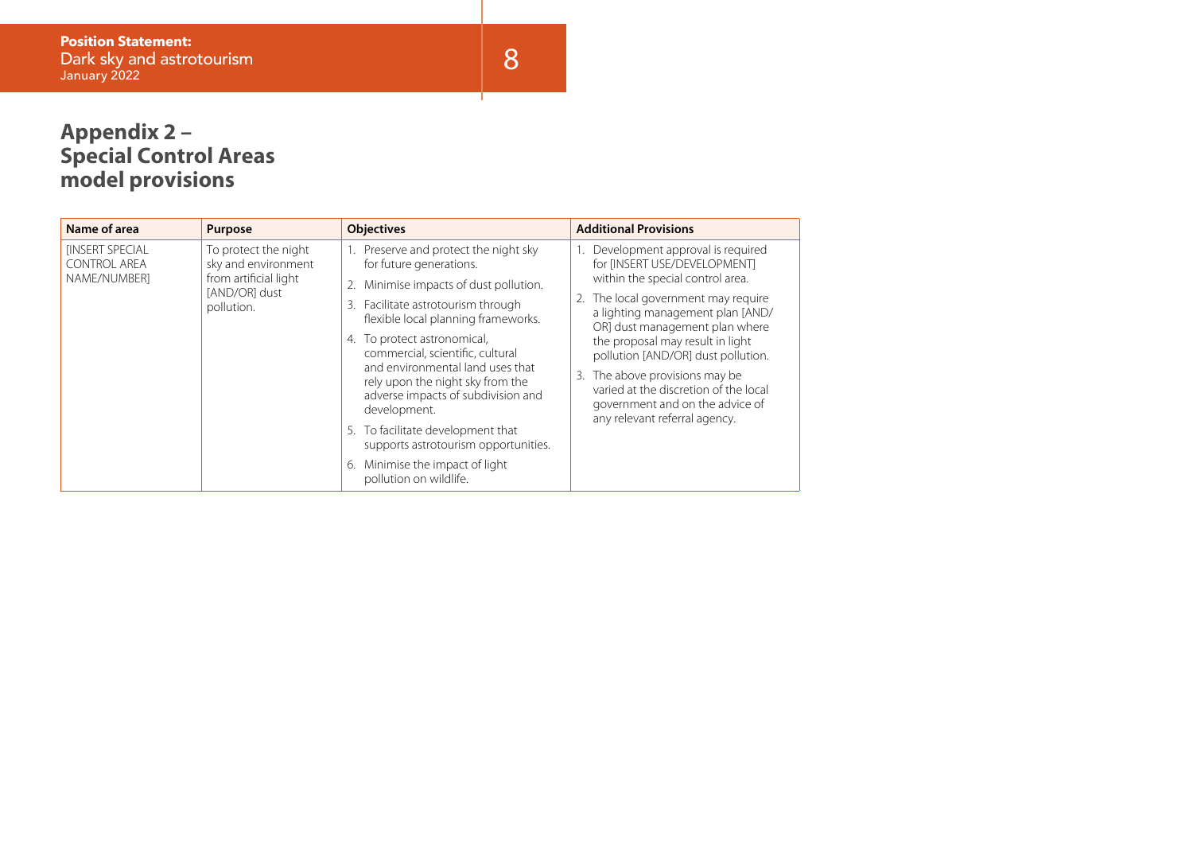## Appendix 2 – Special Control Areas model provisions

| Name of area | Purpose | Objectives | Additional Provisions |
|---|---|---|---|
| [INSERT SPECIAL CONTROL AREA NAME/NUMBER] | To protect the night sky and environment from artificial light [AND/OR] dust pollution. | 1. Preserve and protect the night sky for future generations.<br>2. Minimise impacts of dust pollution.<br>3. Facilitate astrotourism through flexible local planning frameworks.<br>4. To protect astronomical, commercial, scientific, cultural and environmental land uses that rely upon the night sky from the adverse impacts of subdivision and development.<br>5. To facilitate development that supports astrotourism opportunities.<br>6. Minimise the impact of light pollution on wildlife. | 1. Development approval is required for [INSERT USE/DEVELOPMENT] within the special control area.<br>2. The local government may require a lighting management plan [AND/OR] dust management plan where the proposal may result in light pollution [AND/OR] dust pollution.<br>3. The above provisions may be varied at the discretion of the local government and on the advice of any relevant referral agency. |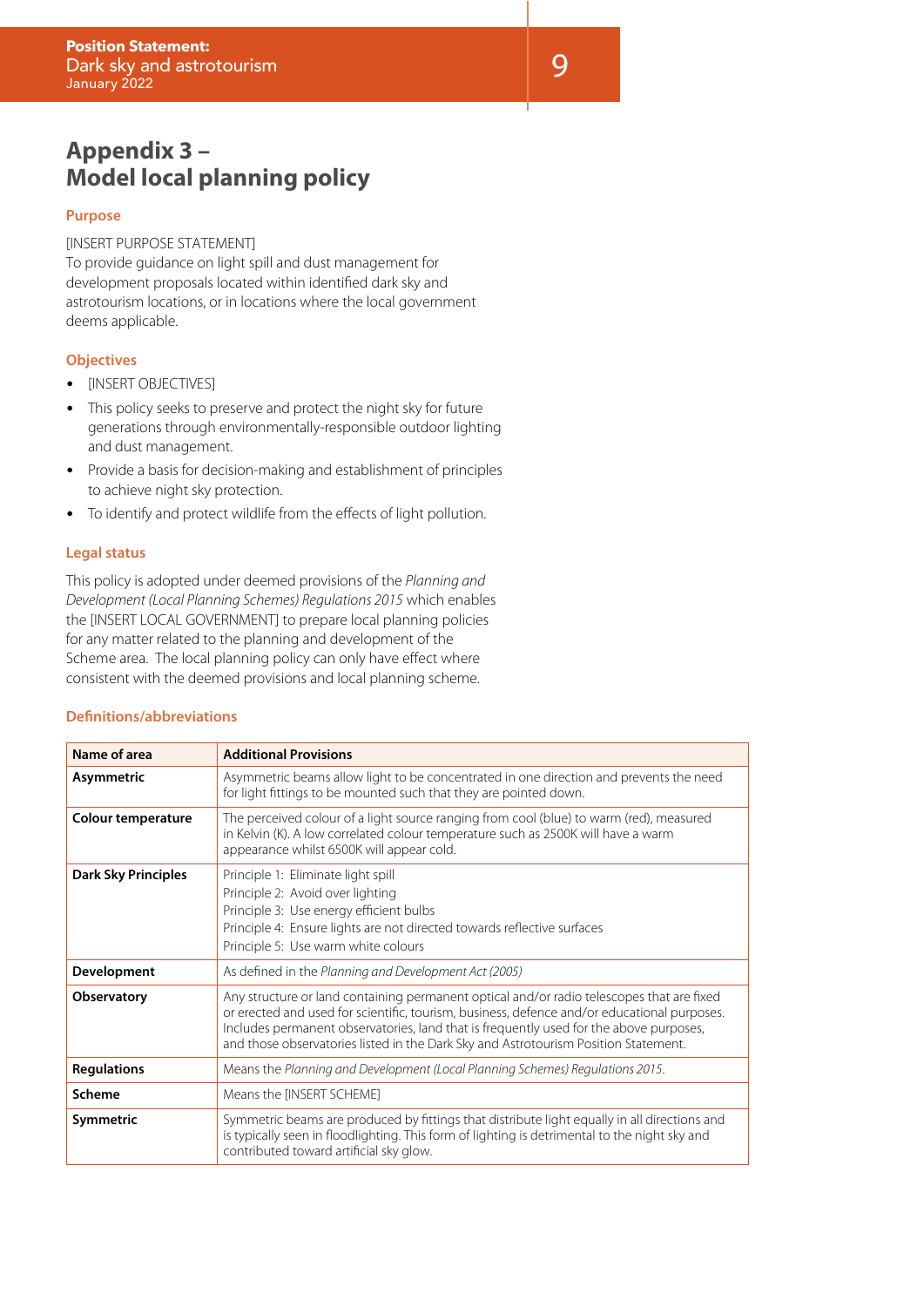# Appendix 3 – Model local planning policy

### Purpose

[INSERT PURPOSE STATEMENT]
To provide guidance on light spill and dust management for development proposals located within identified dark sky and astrotourism locations, or in locations where the local government deems applicable.

### Objectives

- [INSERT OBJECTIVES]
- This policy seeks to preserve and protect the night sky for future generations through environmentally-responsible outdoor lighting and dust management.
- Provide a basis for decision-making and establishment of principles to achieve night sky protection.
- To identify and protect wildlife from the effects of light pollution.

### Legal status

This policy is adopted under deemed provisions of the *Planning and Development (Local Planning Schemes) Regulations 2015* which enables the [INSERT LOCAL GOVERNMENT] to prepare local planning policies for any matter related to the planning and development of the Scheme area. The local planning policy can only have effect where consistent with the deemed provisions and local planning scheme.

### Definitions/abbreviations

| Name of area | Additional Provisions |
|---|---|
| **Asymmetric** | Asymmetric beams allow light to be concentrated in one direction and prevents the need for light fittings to be mounted such that they are pointed down. |
| **Colour temperature** | The perceived colour of a light source ranging from cool (blue) to warm (red), measured in Kelvin (K). A low correlated colour temperature such as 2500K will have a warm appearance whilst 6500K will appear cold. |
| **Dark Sky Principles** | Principle 1: Eliminate light spill<br>Principle 2: Avoid over lighting<br>Principle 3: Use energy efficient bulbs<br>Principle 4: Ensure lights are not directed towards reflective surfaces<br>Principle 5: Use warm white colours |
| **Development** | As defined in the *Planning and Development Act (2005)* |
| **Observatory** | Any structure or land containing permanent optical and/or radio telescopes that are fixed or erected and used for scientific, tourism, business, defence and/or educational purposes. Includes permanent observatories, land that is frequently used for the above purposes, and those observatories listed in the Dark Sky and Astrotourism Position Statement. |
| **Regulations** | Means the *Planning and Development (Local Planning Schemes) Regulations 2015*. |
| **Scheme** | Means the [INSERT SCHEME] |
| **Symmetric** | Symmetric beams are produced by fittings that distribute light equally in all directions and is typically seen in floodlighting. This form of lighting is detrimental to the night sky and contributed toward artificial sky glow. |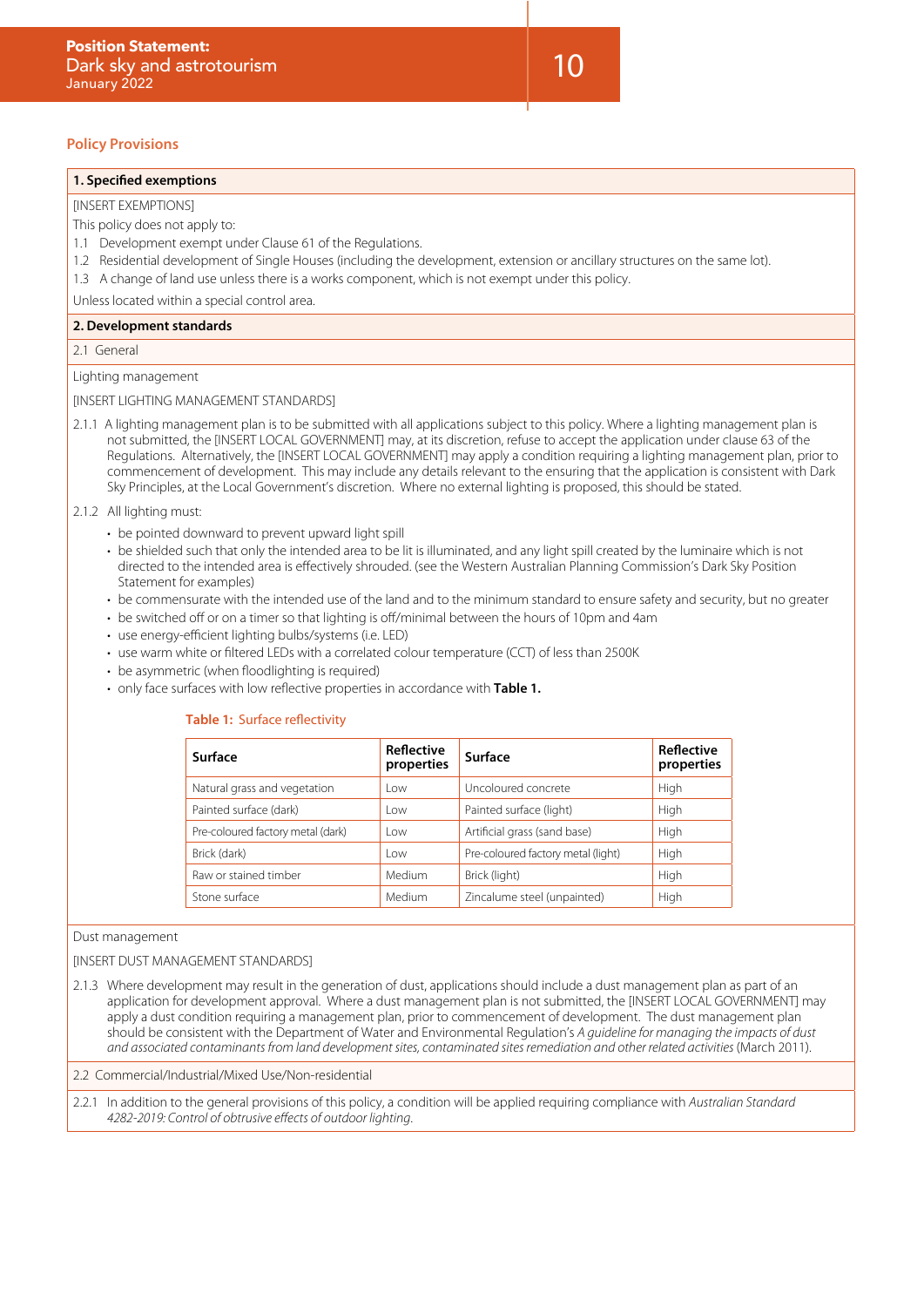## Policy Provisions

### 1. Specified exemptions

[INSERT EXEMPTIONS]

This policy does not apply to:

1.1 Development exempt under Clause 61 of the Regulations.

1.2 Residential development of Single Houses (including the development, extension or ancillary structures on the same lot).

1.3 A change of land use unless there is a works component, which is not exempt under this policy.

Unless located within a special control area.

### 2. Development standards

2.1 General

Lighting management

[INSERT LIGHTING MANAGEMENT STANDARDS]

2.1.1 A lighting management plan is to be submitted with all applications subject to this policy. Where a lighting management plan is not submitted, the [INSERT LOCAL GOVERNMENT] may, at its discretion, refuse to accept the application under clause 63 of the Regulations. Alternatively, the [INSERT LOCAL GOVERNMENT] may apply a condition requiring a lighting management plan, prior to commencement of development. This may include any details relevant to the ensuring that the application is consistent with Dark Sky Principles, at the Local Government's discretion. Where no external lighting is proposed, this should be stated.

2.1.2 All lighting must:

- be pointed downward to prevent upward light spill
- be shielded such that only the intended area to be lit is illuminated, and any light spill created by the luminaire which is not directed to the intended area is effectively shrouded. (see the Western Australian Planning Commission's Dark Sky Position Statement for examples)
- be commensurate with the intended use of the land and to the minimum standard to ensure safety and security, but no greater
- be switched off or on a timer so that lighting is off/minimal between the hours of 10pm and 4am
- use energy-efficient lighting bulbs/systems (i.e. LED)
- use warm white or filtered LEDs with a correlated colour temperature (CCT) of less than 2500K
- be asymmetric (when floodlighting is required)
- only face surfaces with low reflective properties in accordance with **Table 1.**

**Table 1: Surface reflectivity**

| Surface | Reflective properties | Surface | Reflective properties |
|---|---|---|---|
| Natural grass and vegetation | Low | Uncoloured concrete | High |
| Painted surface (dark) | Low | Painted surface (light) | High |
| Pre-coloured factory metal (dark) | Low | Artificial grass (sand base) | High |
| Brick (dark) | Low | Pre-coloured factory metal (light) | High |
| Raw or stained timber | Medium | Brick (light) | High |
| Stone surface | Medium | Zincalume steel (unpainted) | High |

Dust management

[INSERT DUST MANAGEMENT STANDARDS]

2.1.3 Where development may result in the generation of dust, applications should include a dust management plan as part of an application for development approval. Where a dust management plan is not submitted, the [INSERT LOCAL GOVERNMENT] may apply a dust condition requiring a management plan, prior to commencement of development. The dust management plan should be consistent with the Department of Water and Environmental Regulation's *A guideline for managing the impacts of dust and associated contaminants from land development sites, contaminated sites remediation and other related activities* (March 2011).

2.2 Commercial/Industrial/Mixed Use/Non-residential

2.2.1 In addition to the general provisions of this policy, a condition will be applied requiring compliance with *Australian Standard 4282-2019: Control of obtrusive effects of outdoor lighting.*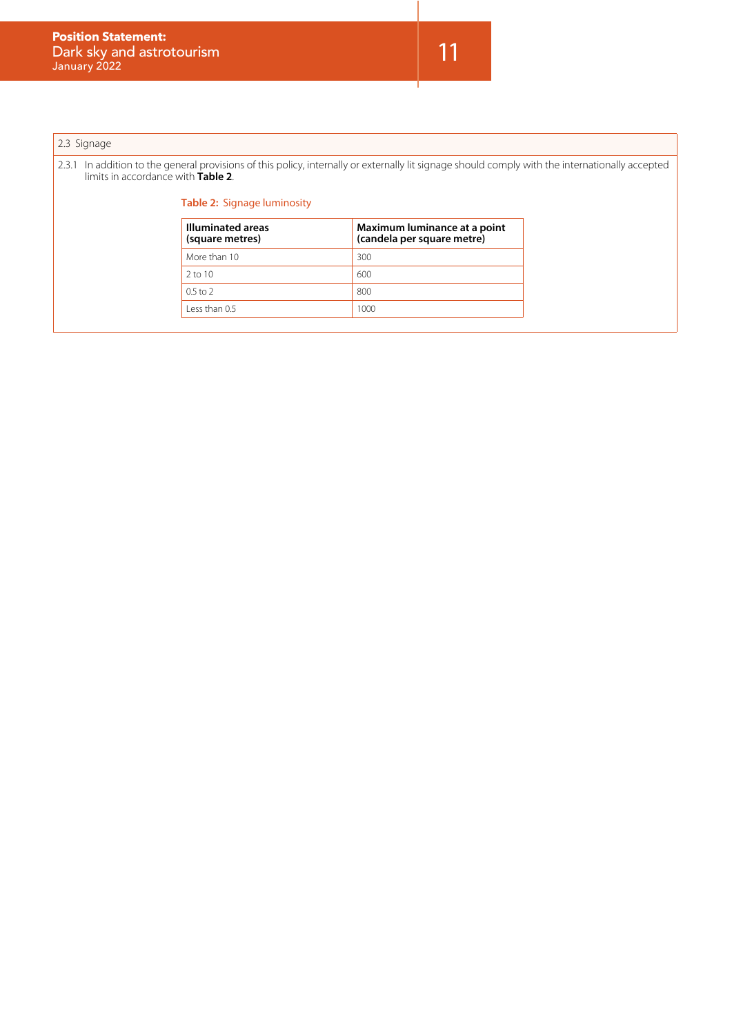## 2.3 Signage

2.3.1 In addition to the general provisions of this policy, internally or externally lit signage should comply with the internationally accepted limits in accordance with **Table 2**.

**Table 2:** Signage luminosity

| Illuminated areas (square metres) | Maximum luminance at a point (candela per square metre) |
|---|---|
| More than 10 | 300 |
| 2 to 10 | 600 |
| 0.5 to 2 | 800 |
| Less than 0.5 | 1000 |